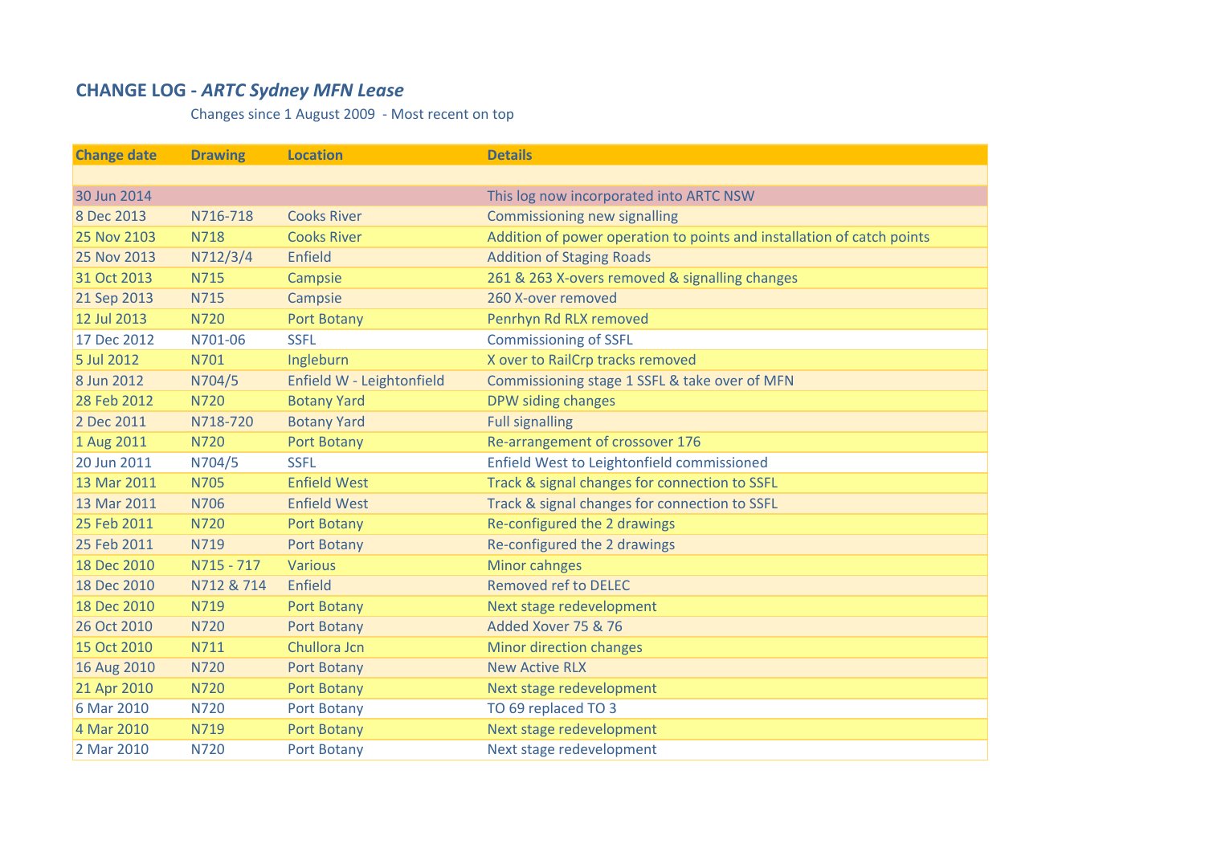## CHANGE LOG - *ARTC Sydney MFN Lease*

Changes since 1 August 2009 - Most recent on top

| Change date | Drawing | Location | Details |
|---|---|---|---|
| | | | |
| 30 Jun 2014 | | | This log now incorporated into ARTC NSW |
| 8 Dec 2013 | N716-718 | Cooks River | Commissioning new signalling |
| 25 Nov 2103 | N718 | Cooks River | Addition of power operation to points and installation of catch points |
| 25 Nov 2013 | N712/3/4 | Enfield | Addition of Staging Roads |
| 31 Oct 2013 | N715 | Campsie | 261 & 263 X-overs removed & signalling changes |
| 21 Sep 2013 | N715 | Campsie | 260 X-over removed |
| 12 Jul 2013 | N720 | Port Botany | Penrhyn Rd RLX removed |
| 17 Dec 2012 | N701-06 | SSFL | Commissioning of SSFL |
| 5 Jul 2012 | N701 | Ingleburn | X over to RailCrp tracks removed |
| 8 Jun 2012 | N704/5 | Enfield W - Leightonfield | Commissioning stage 1 SSFL & take over of MFN |
| 28 Feb 2012 | N720 | Botany Yard | DPW siding changes |
| 2 Dec 2011 | N718-720 | Botany Yard | Full signalling |
| 1 Aug 2011 | N720 | Port Botany | Re-arrangement of crossover 176 |
| 20 Jun 2011 | N704/5 | SSFL | Enfield West to Leightonfield commissioned |
| 13 Mar 2011 | N705 | Enfield West | Track & signal changes for connection to SSFL |
| 13 Mar 2011 | N706 | Enfield West | Track & signal changes for connection to SSFL |
| 25 Feb 2011 | N720 | Port Botany | Re-configured the 2 drawings |
| 25 Feb 2011 | N719 | Port Botany | Re-configured the 2 drawings |
| 18 Dec 2010 | N715 - 717 | Various | Minor cahnges |
| 18 Dec 2010 | N712 & 714 | Enfield | Removed ref to DELEC |
| 18 Dec 2010 | N719 | Port Botany | Next stage redevelopment |
| 26 Oct 2010 | N720 | Port Botany | Added Xover 75 & 76 |
| 15 Oct 2010 | N711 | Chullora Jcn | Minor direction changes |
| 16 Aug 2010 | N720 | Port Botany | New Active RLX |
| 21 Apr 2010 | N720 | Port Botany | Next stage redevelopment |
| 6 Mar 2010 | N720 | Port Botany | TO 69 replaced TO 3 |
| 4 Mar 2010 | N719 | Port Botany | Next stage redevelopment |
| 2 Mar 2010 | N720 | Port Botany | Next stage redevelopment |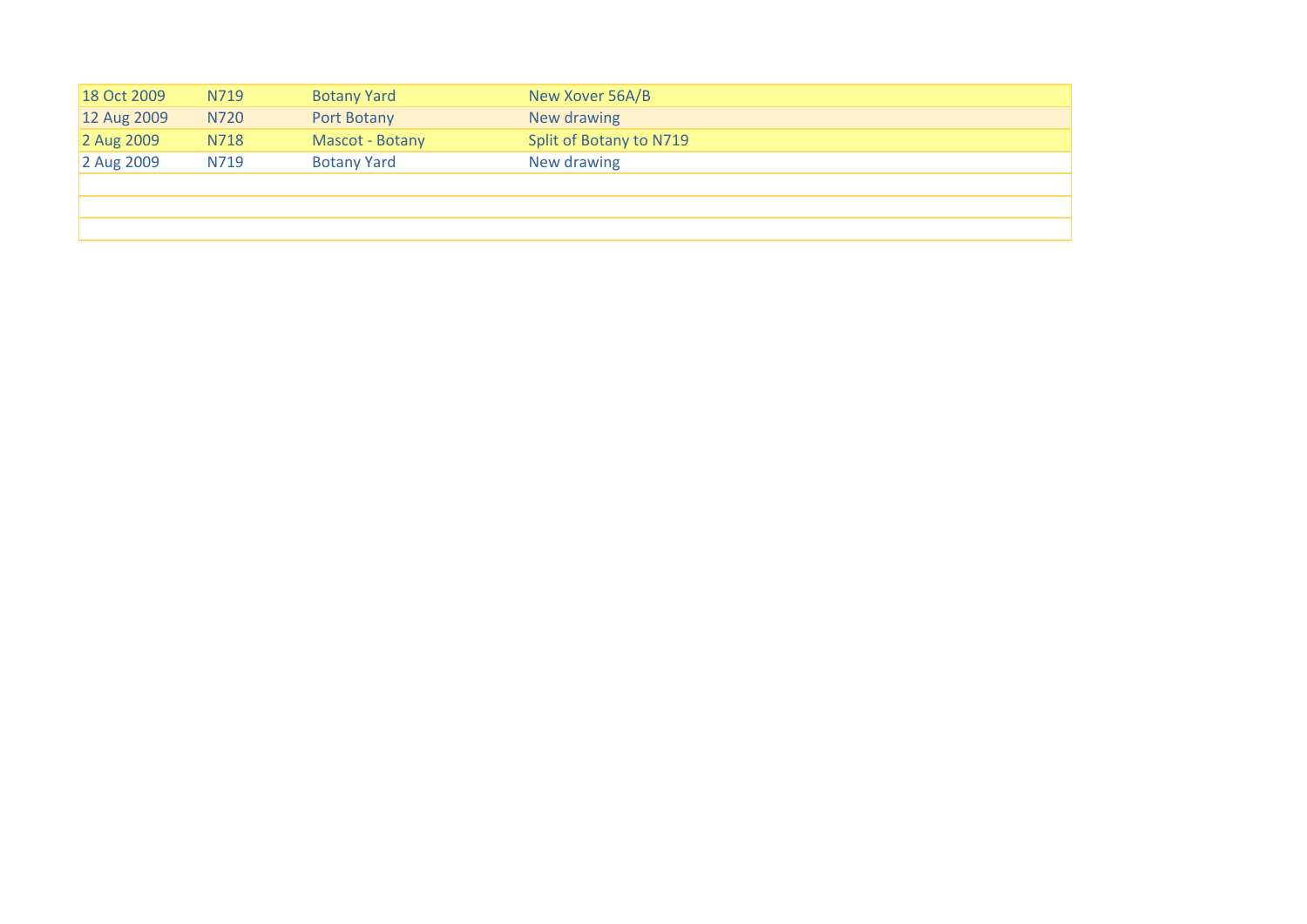| | | | |
|---|---|---|---|
| 18 Oct 2009 | N719 | Botany Yard | New Xover 56A/B |
| 12 Aug 2009 | N720 | Port Botany | New drawing |
| 2 Aug 2009 | N718 | Mascot - Botany | Split of Botany to N719 |
| 2 Aug 2009 | N719 | Botany Yard | New drawing |
| | | | |
| | | | |
| | | | |